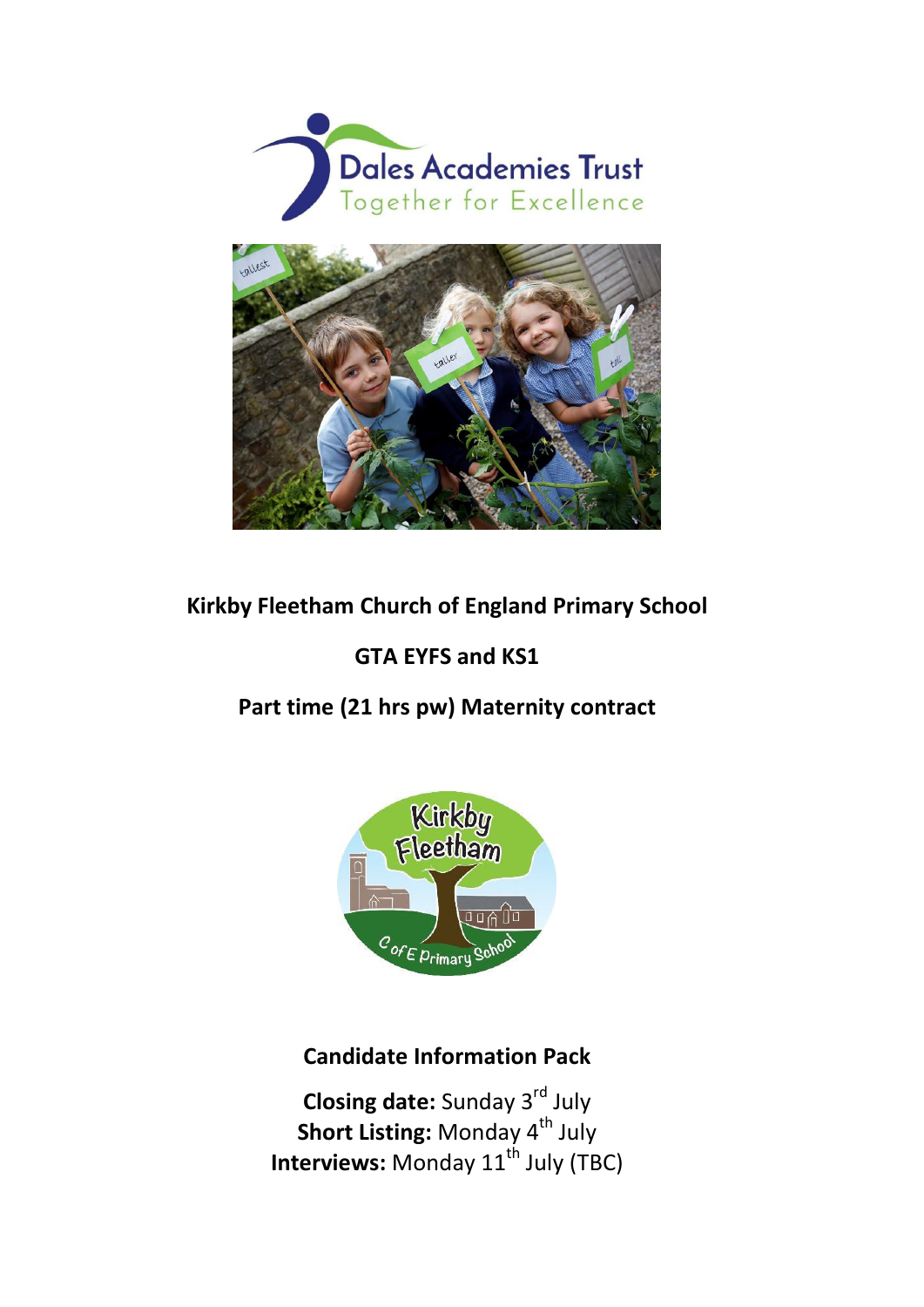Dales Academies Trust

Together for Excellence

# Kirkby Fleetham Church of England Primary School

## GTA EYFS and KS1

## Part time (21 hrs pw) Maternity contract

## Candidate Information Pack

**Closing date:** Sunday 3rd July

**Short Listing:** Monday 4th July

**Interviews:** Monday 11th July (TBC)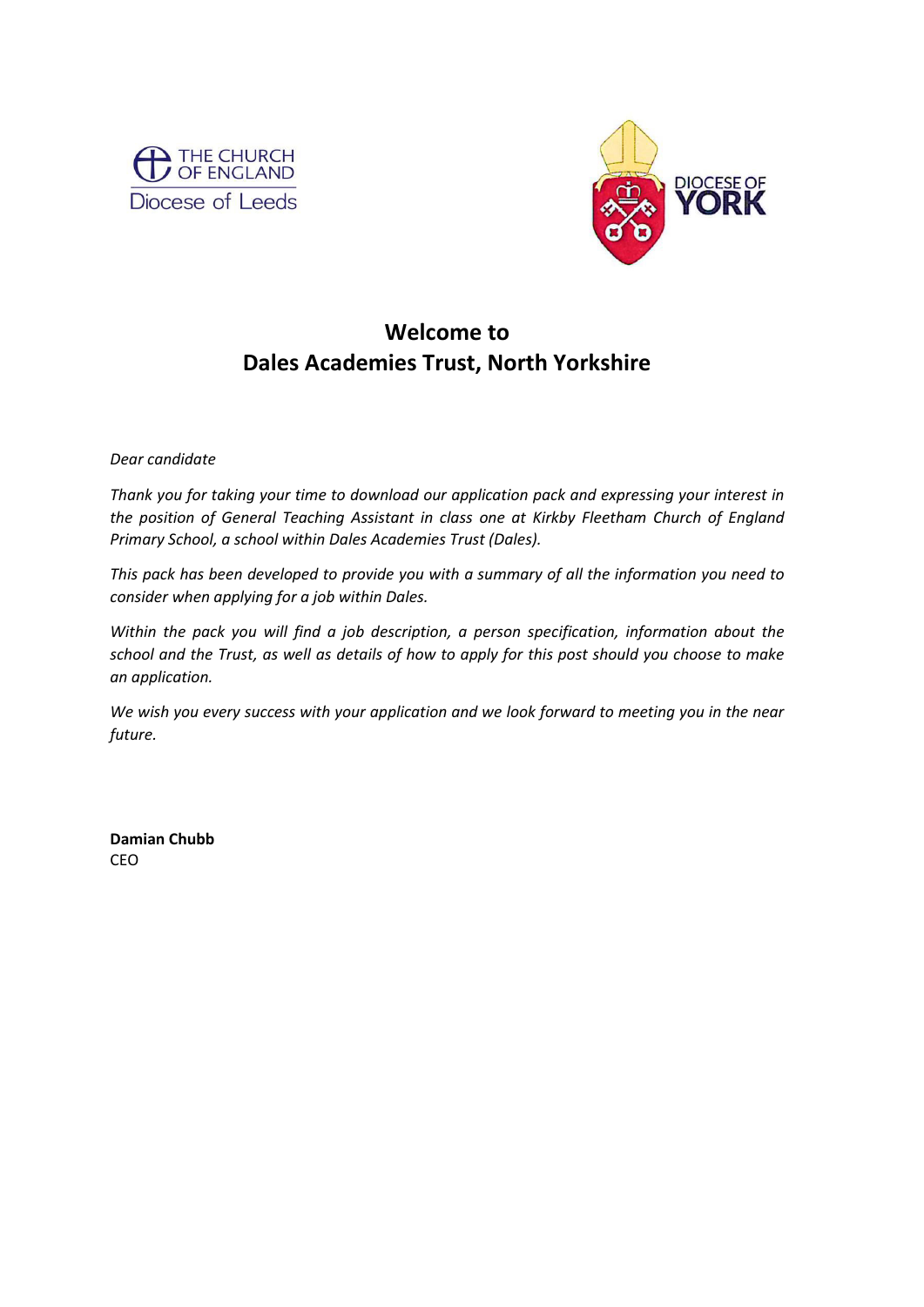THE CHURCH OF ENGLAND
Diocese of Leeds

DIOCESE OF YORK

## Welcome to
## Dales Academies Trust, North Yorkshire

*Dear candidate*

*Thank you for taking your time to download our application pack and expressing your interest in the position of General Teaching Assistant in class one at Kirkby Fleetham Church of England Primary School, a school within Dales Academies Trust (Dales).*

*This pack has been developed to provide you with a summary of all the information you need to consider when applying for a job within Dales.*

*Within the pack you will find a job description, a person specification, information about the school and the Trust, as well as details of how to apply for this post should you choose to make an application.*

*We wish you every success with your application and we look forward to meeting you in the near future.*

**Damian Chubb**
CEO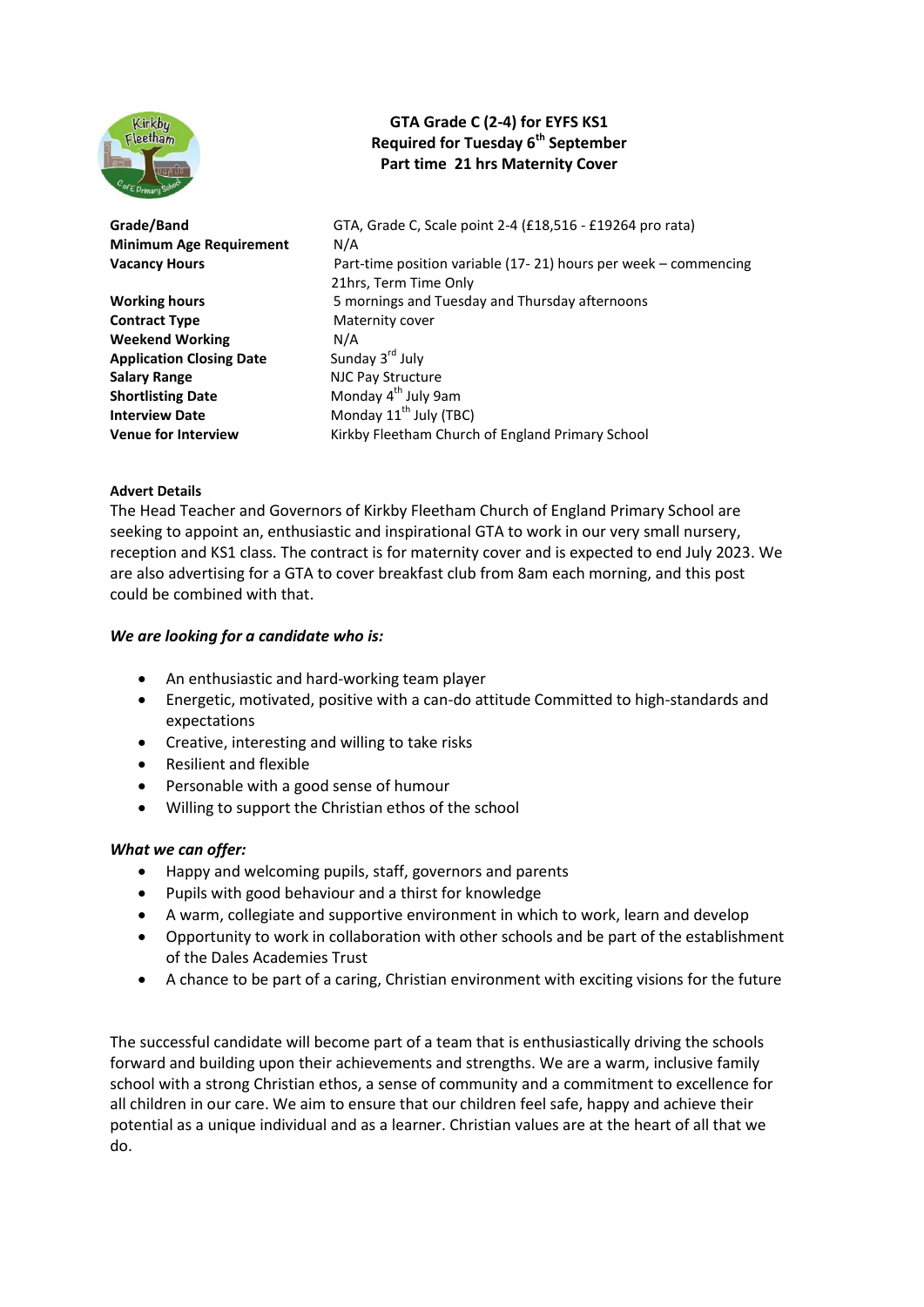# GTA Grade C (2-4) for EYFS KS1
## Required for Tuesday 6th September
## Part time 21 hrs Maternity Cover

| | |
|---|---|
| **Grade/Band** | GTA, Grade C, Scale point 2-4 (£18,516 - £19264 pro rata) |
| **Minimum Age Requirement** | N/A |
| **Vacancy Hours** | Part-time position variable (17- 21) hours per week – commencing 21hrs, Term Time Only |
| **Working hours** | 5 mornings and Tuesday and Thursday afternoons |
| **Contract Type** | Maternity cover |
| **Weekend Working** | N/A |
| **Application Closing Date** | Sunday 3rd July |
| **Salary Range** | NJC Pay Structure |
| **Shortlisting Date** | Monday 4th July 9am |
| **Interview Date** | Monday 11th July (TBC) |
| **Venue for Interview** | Kirkby Fleetham Church of England Primary School |

**Advert Details**

The Head Teacher and Governors of Kirkby Fleetham Church of England Primary School are seeking to appoint an, enthusiastic and inspirational GTA to work in our very small nursery, reception and KS1 class. The contract is for maternity cover and is expected to end July 2023. We are also advertising for a GTA to cover breakfast club from 8am each morning, and this post could be combined with that.

***We are looking for a candidate who is:***

- An enthusiastic and hard-working team player
- Energetic, motivated, positive with a can-do attitude Committed to high-standards and expectations
- Creative, interesting and willing to take risks
- Resilient and flexible
- Personable with a good sense of humour
- Willing to support the Christian ethos of the school

***What we can offer:***

- Happy and welcoming pupils, staff, governors and parents
- Pupils with good behaviour and a thirst for knowledge
- A warm, collegiate and supportive environment in which to work, learn and develop
- Opportunity to work in collaboration with other schools and be part of the establishment of the Dales Academies Trust
- A chance to be part of a caring, Christian environment with exciting visions for the future

The successful candidate will become part of a team that is enthusiastically driving the schools forward and building upon their achievements and strengths. We are a warm, inclusive family school with a strong Christian ethos, a sense of community and a commitment to excellence for all children in our care. We aim to ensure that our children feel safe, happy and achieve their potential as a unique individual and as a learner. Christian values are at the heart of all that we do.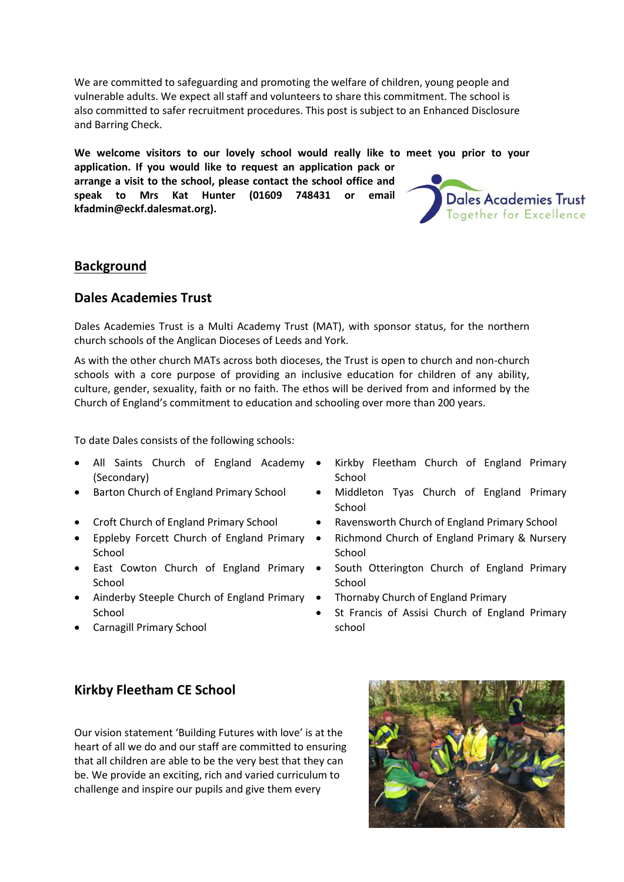We are committed to safeguarding and promoting the welfare of children, young people and vulnerable adults. We expect all staff and volunteers to share this commitment. The school is also committed to safer recruitment procedures. This post is subject to an Enhanced Disclosure and Barring Check.

**We welcome visitors to our lovely school would really like to meet you prior to your application. If you would like to request an application pack or arrange a visit to the school, please contact the school office and speak to Mrs Kat Hunter (01609 748431 or email kfadmin@eckf.dalesmat.org).**

## Background

### Dales Academies Trust

Dales Academies Trust is a Multi Academy Trust (MAT), with sponsor status, for the northern church schools of the Anglican Dioceses of Leeds and York.

As with the other church MATs across both dioceses, the Trust is open to church and non-church schools with a core purpose of providing an inclusive education for children of any ability, culture, gender, sexuality, faith or no faith. The ethos will be derived from and informed by the Church of England's commitment to education and schooling over more than 200 years.

To date Dales consists of the following schools:

- All Saints Church of England Academy (Secondary)
- Barton Church of England Primary School
- Croft Church of England Primary School
- Eppleby Forcett Church of England Primary School
- East Cowton Church of England Primary School
- Ainderby Steeple Church of England Primary School
- Carnagill Primary School
- Kirkby Fleetham Church of England Primary School
- Middleton Tyas Church of England Primary School
- Ravensworth Church of England Primary School
- Richmond Church of England Primary & Nursery School
- South Otterington Church of England Primary School
- Thornaby Church of England Primary
- St Francis of Assisi Church of England Primary school

### Kirkby Fleetham CE School

Our vision statement 'Building Futures with love' is at the heart of all we do and our staff are committed to ensuring that all children are able to be the very best that they can be. We provide an exciting, rich and varied curriculum to challenge and inspire our pupils and give them every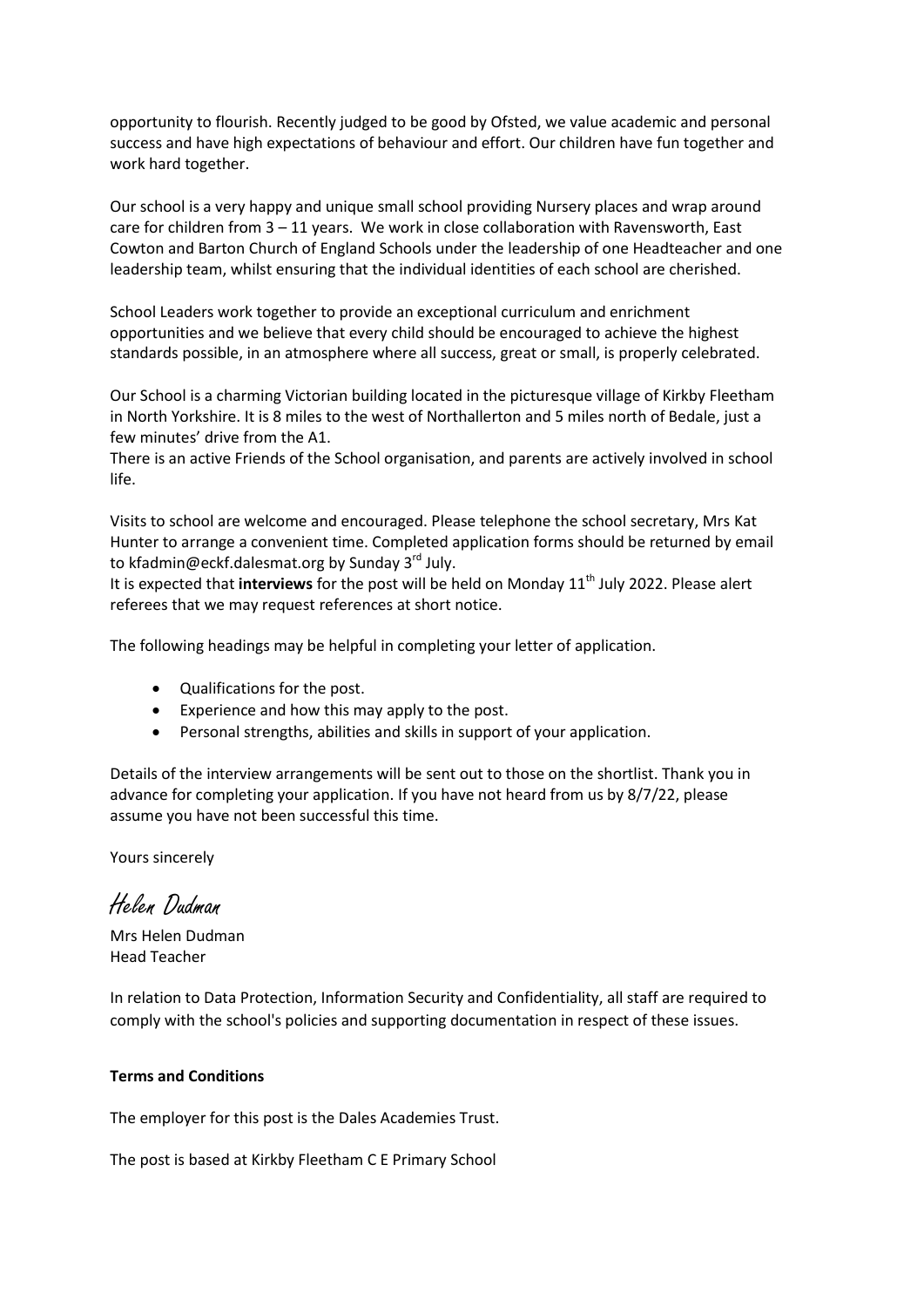opportunity to flourish. Recently judged to be good by Ofsted, we value academic and personal success and have high expectations of behaviour and effort. Our children have fun together and work hard together.

Our school is a very happy and unique small school providing Nursery places and wrap around care for children from 3 – 11 years. We work in close collaboration with Ravensworth, East Cowton and Barton Church of England Schools under the leadership of one Headteacher and one leadership team, whilst ensuring that the individual identities of each school are cherished.

School Leaders work together to provide an exceptional curriculum and enrichment opportunities and we believe that every child should be encouraged to achieve the highest standards possible, in an atmosphere where all success, great or small, is properly celebrated.

Our School is a charming Victorian building located in the picturesque village of Kirkby Fleetham in North Yorkshire. It is 8 miles to the west of Northallerton and 5 miles north of Bedale, just a few minutes' drive from the A1.
There is an active Friends of the School organisation, and parents are actively involved in school life.

Visits to school are welcome and encouraged. Please telephone the school secretary, Mrs Kat Hunter to arrange a convenient time. Completed application forms should be returned by email to kfadmin@eckf.dalesmat.org by Sunday 3rd July.
It is expected that **interviews** for the post will be held on Monday 11th July 2022. Please alert referees that we may request references at short notice.

The following headings may be helpful in completing your letter of application.

- Qualifications for the post.
- Experience and how this may apply to the post.
- Personal strengths, abilities and skills in support of your application.

Details of the interview arrangements will be sent out to those on the shortlist. Thank you in advance for completing your application. If you have not heard from us by 8/7/22, please assume you have not been successful this time.

Yours sincerely

Helen Dudman

Mrs Helen Dudman
Head Teacher

In relation to Data Protection, Information Security and Confidentiality, all staff are required to comply with the school's policies and supporting documentation in respect of these issues.

**Terms and Conditions**

The employer for this post is the Dales Academies Trust.

The post is based at Kirkby Fleetham C E Primary School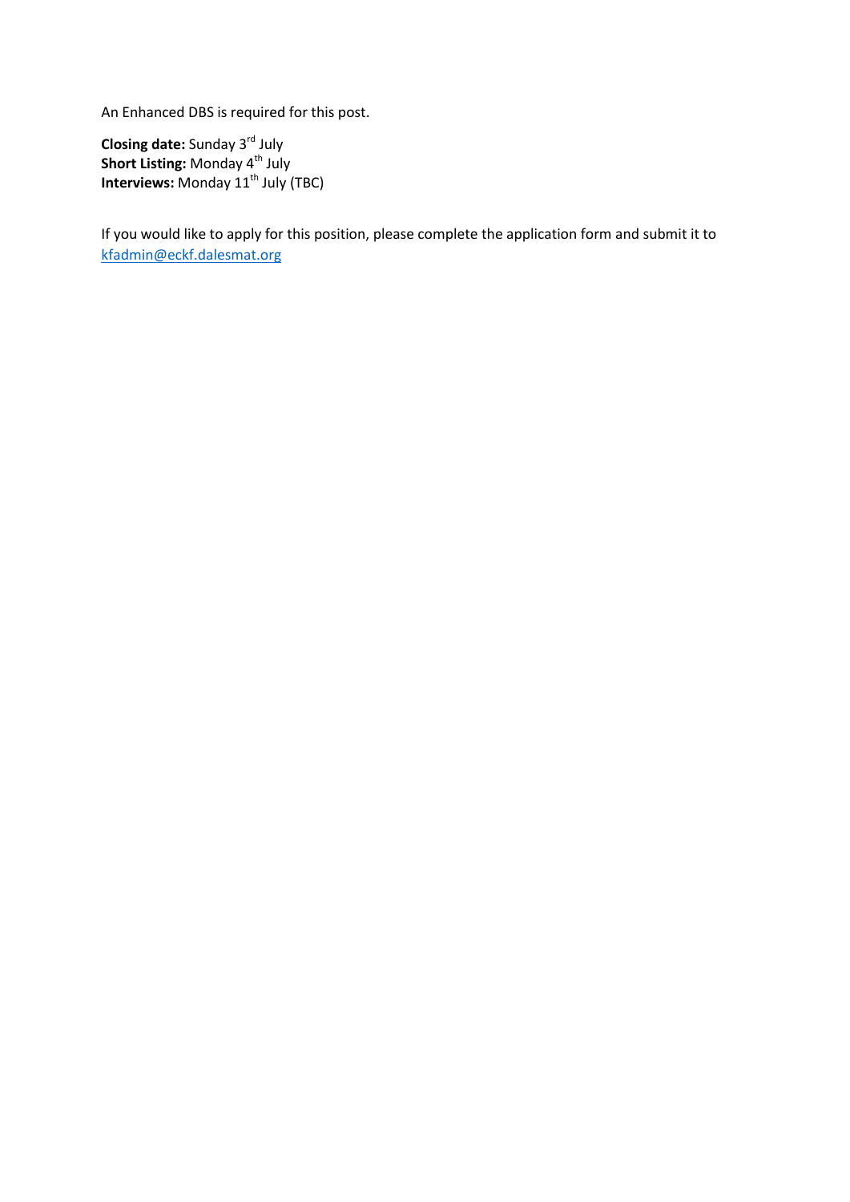An Enhanced DBS is required for this post.

**Closing date:** Sunday 3rd July
**Short Listing:** Monday 4th July
**Interviews:** Monday 11th July (TBC)

If you would like to apply for this position, please complete the application form and submit it to kfadmin@eckf.dalesmat.org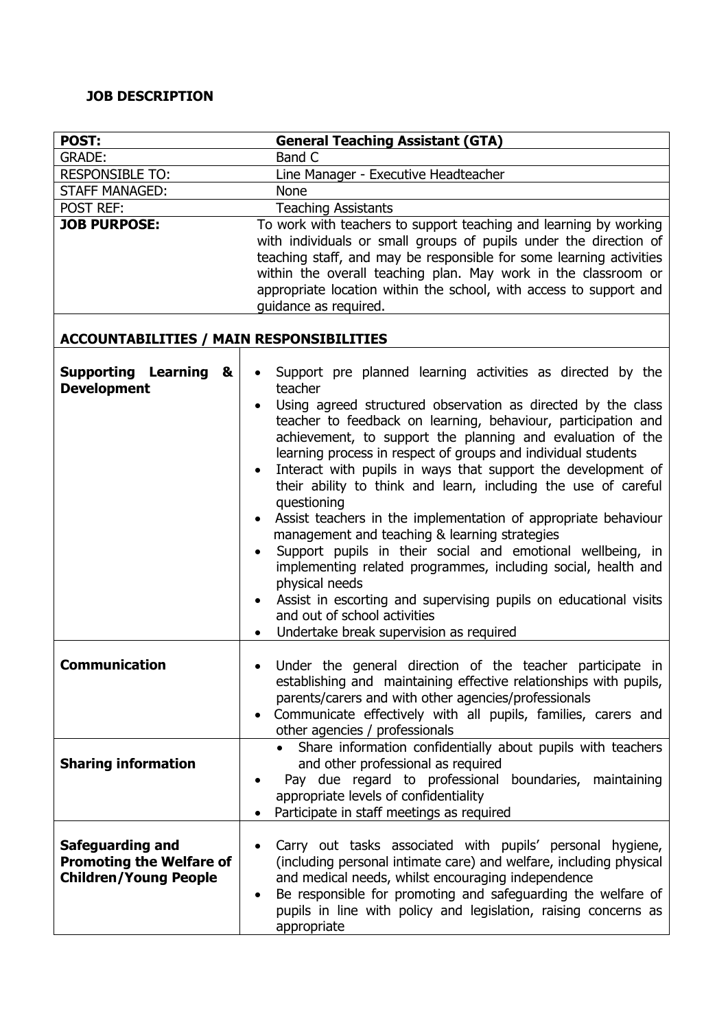**JOB DESCRIPTION**

| **POST:** | **General Teaching Assistant (GTA)** |
|---|---|
| GRADE: | Band C |
| RESPONSIBLE TO: | Line Manager - Executive Headteacher |
| STAFF MANAGED: | None |
| POST REF: | Teaching Assistants |
| **JOB PURPOSE:** | To work with teachers to support teaching and learning by working with individuals or small groups of pupils under the direction of teaching staff, and may be responsible for some learning activities within the overall teaching plan. May work in the classroom or appropriate location within the school, with access to support and guidance as required. |

**ACCOUNTABILITIES / MAIN RESPONSIBILITIES**

| | |
|---|---|
| **Supporting Learning & Development** | • Support pre planned learning activities as directed by the teacher<br>• Using agreed structured observation as directed by the class teacher to feedback on learning, behaviour, participation and achievement, to support the planning and evaluation of the learning process in respect of groups and individual students<br>• Interact with pupils in ways that support the development of their ability to think and learn, including the use of careful questioning<br>• Assist teachers in the implementation of appropriate behaviour management and teaching & learning strategies<br>• Support pupils in their social and emotional wellbeing, in implementing related programmes, including social, health and physical needs<br>• Assist in escorting and supervising pupils on educational visits and out of school activities<br>• Undertake break supervision as required |
| **Communication** | • Under the general direction of the teacher participate in establishing and maintaining effective relationships with pupils, parents/carers and with other agencies/professionals<br>• Communicate effectively with all pupils, families, carers and other agencies / professionals |
| **Sharing information** | • Share information confidentially about pupils with teachers and other professional as required<br>• Pay due regard to professional boundaries, maintaining appropriate levels of confidentiality<br>• Participate in staff meetings as required |
| **Safeguarding and Promoting the Welfare of Children/Young People** | • Carry out tasks associated with pupils' personal hygiene, (including personal intimate care) and welfare, including physical and medical needs, whilst encouraging independence<br>• Be responsible for promoting and safeguarding the welfare of pupils in line with policy and legislation, raising concerns as appropriate |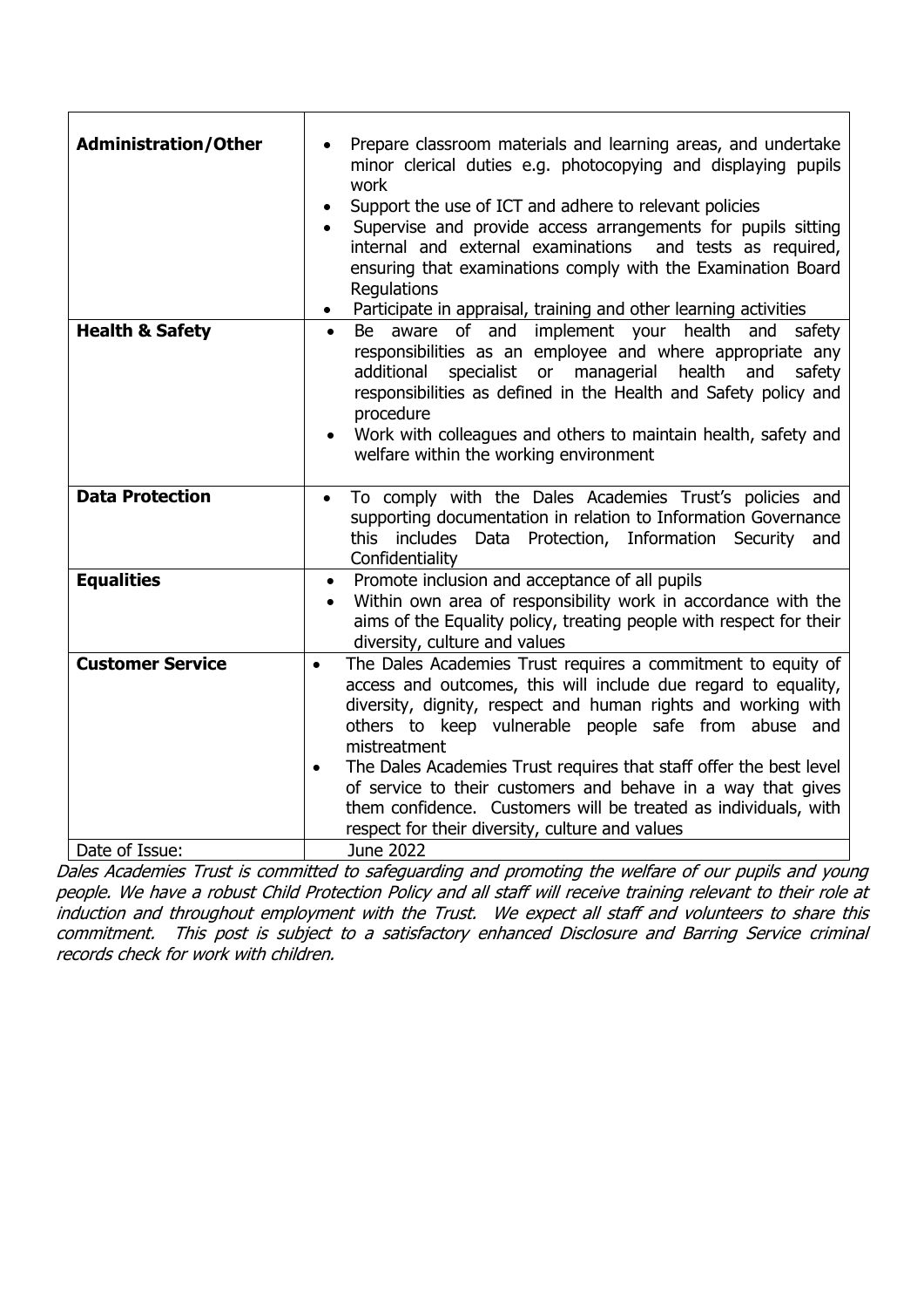| **Administration/Other** | <ul><li>Prepare classroom materials and learning areas, and undertake minor clerical duties e.g. photocopying and displaying pupils work</li><li>Support the use of ICT and adhere to relevant policies</li><li>Supervise and provide access arrangements for pupils sitting internal and external examinations and tests as required, ensuring that examinations comply with the Examination Board Regulations</li><li>Participate in appraisal, training and other learning activities</li></ul> |
|---|---|
| **Health & Safety** | <ul><li>Be aware of and implement your health and safety responsibilities as an employee and where appropriate any additional specialist or managerial health and safety responsibilities as defined in the Health and Safety policy and procedure</li><li>Work with colleagues and others to maintain health, safety and welfare within the working environment</li></ul> |
| **Data Protection** | <ul><li>To comply with the Dales Academies Trust's policies and supporting documentation in relation to Information Governance this includes Data Protection, Information Security and Confidentiality</li></ul> |
| **Equalities** | <ul><li>Promote inclusion and acceptance of all pupils</li><li>Within own area of responsibility work in accordance with the aims of the Equality policy, treating people with respect for their diversity, culture and values</li></ul> |
| **Customer Service** | <ul><li>The Dales Academies Trust requires a commitment to equity of access and outcomes, this will include due regard to equality, diversity, dignity, respect and human rights and working with others to keep vulnerable people safe from abuse and mistreatment</li><li>The Dales Academies Trust requires that staff offer the best level of service to their customers and behave in a way that gives them confidence. Customers will be treated as individuals, with respect for their diversity, culture and values</li></ul> |
| Date of Issue: | June 2022 |

*Dales Academies Trust is committed to safeguarding and promoting the welfare of our pupils and young people. We have a robust Child Protection Policy and all staff will receive training relevant to their role at induction and throughout employment with the Trust. We expect all staff and volunteers to share this commitment. This post is subject to a satisfactory enhanced Disclosure and Barring Service criminal records check for work with children.*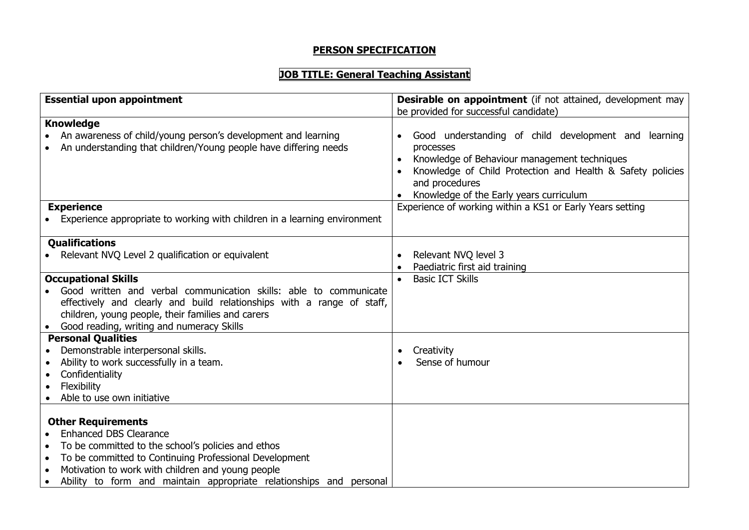# PERSON SPECIFICATION

## JOB TITLE: General Teaching Assistant

| Essential upon appointment | Desirable on appointment (if not attained, development may be provided for successful candidate) |
|---|---|
| **Knowledge**<br>• An awareness of child/young person's development and learning<br>• An understanding that children/Young people have differing needs | • Good understanding of child development and learning processes<br>• Knowledge of Behaviour management techniques<br>• Knowledge of Child Protection and Health & Safety policies and procedures<br>• Knowledge of the Early years curriculum |
| **Experience**<br>• Experience appropriate to working with children in a learning environment | Experience of working within a KS1 or Early Years setting |
| **Qualifications**<br>• Relevant NVQ Level 2 qualification or equivalent | • Relevant NVQ level 3<br>• Paediatric first aid training |
| **Occupational Skills**<br>• Good written and verbal communication skills: able to communicate effectively and clearly and build relationships with a range of staff, children, young people, their families and carers<br>• Good reading, writing and numeracy Skills | • Basic ICT Skills |
| **Personal Qualities**<br>• Demonstrable interpersonal skills.<br>• Ability to work successfully in a team.<br>• Confidentiality<br>• Flexibility<br>• Able to use own initiative | • Creativity<br>• Sense of humour |
| **Other Requirements**<br>• Enhanced DBS Clearance<br>• To be committed to the school's policies and ethos<br>• To be committed to Continuing Professional Development<br>• Motivation to work with children and young people<br>• Ability to form and maintain appropriate relationships and personal | |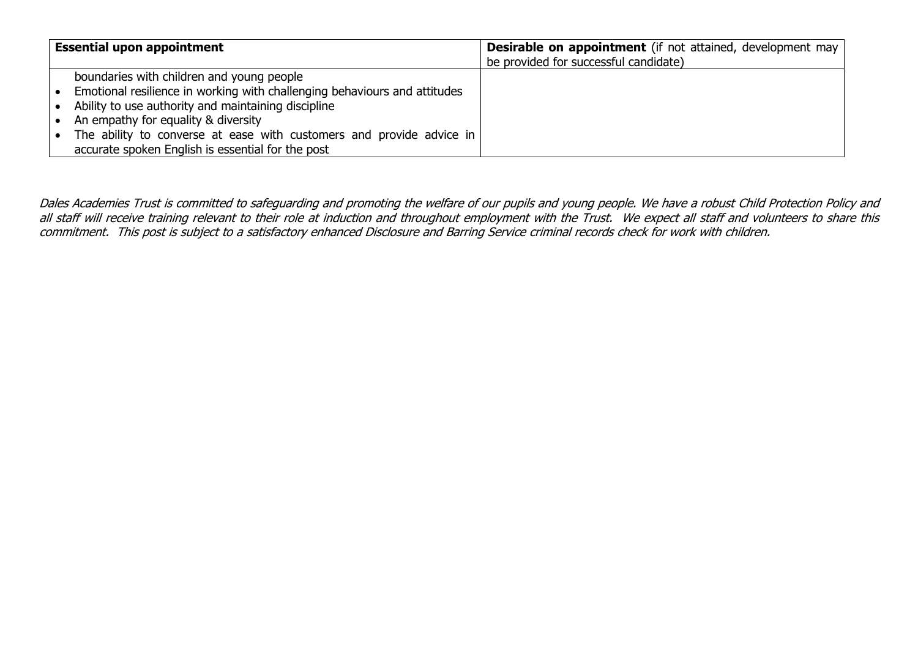| **Essential upon appointment** | **Desirable on appointment** (if not attained, development may be provided for successful candidate) |
| --- | --- |
| boundaries with children and young people<br>• Emotional resilience in working with challenging behaviours and attitudes<br>• Ability to use authority and maintaining discipline<br>• An empathy for equality & diversity<br>• The ability to converse at ease with customers and provide advice in accurate spoken English is essential for the post | |

*Dales Academies Trust is committed to safeguarding and promoting the welfare of our pupils and young people. We have a robust Child Protection Policy and all staff will receive training relevant to their role at induction and throughout employment with the Trust. We expect all staff and volunteers to share this commitment. This post is subject to a satisfactory enhanced Disclosure and Barring Service criminal records check for work with children.*